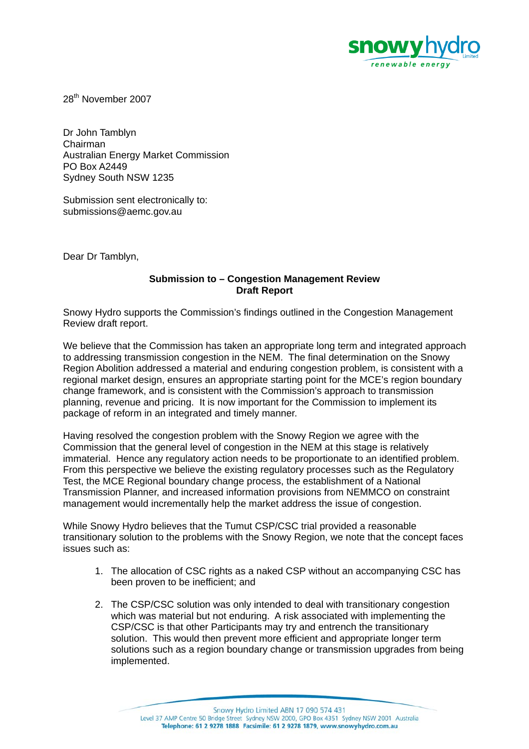28th November 2007

Dr John Tamblyn
Chairman
Australian Energy Market Commission
PO Box A2449
Sydney South NSW 1235

Submission sent electronically to:
submissions@aemc.gov.au

Dear Dr Tamblyn,

**Submission to – Congestion Management Review**
**Draft Report**

Snowy Hydro supports the Commission's findings outlined in the Congestion Management Review draft report.

We believe that the Commission has taken an appropriate long term and integrated approach to addressing transmission congestion in the NEM. The final determination on the Snowy Region Abolition addressed a material and enduring congestion problem, is consistent with a regional market design, ensures an appropriate starting point for the MCE's region boundary change framework, and is consistent with the Commission's approach to transmission planning, revenue and pricing. It is now important for the Commission to implement its package of reform in an integrated and timely manner.

Having resolved the congestion problem with the Snowy Region we agree with the Commission that the general level of congestion in the NEM at this stage is relatively immaterial. Hence any regulatory action needs to be proportionate to an identified problem. From this perspective we believe the existing regulatory processes such as the Regulatory Test, the MCE Regional boundary change process, the establishment of a National Transmission Planner, and increased information provisions from NEMMCO on constraint management would incrementally help the market address the issue of congestion.

While Snowy Hydro believes that the Tumut CSP/CSC trial provided a reasonable transitional solution to the problems with the Snowy Region, we note that the concept faces issues such as:

1. The allocation of CSC rights as a naked CSP without an accompanying CSC has been proven to be inefficient; and

2. The CSP/CSC solution was only intended to deal with transitional congestion which was material but not enduring. A risk associated with implementing the CSP/CSC is that other Participants may try and entrench the transitional solution. This would then prevent more efficient and appropriate longer term solutions such as a region boundary change or transmission upgrades from being implemented.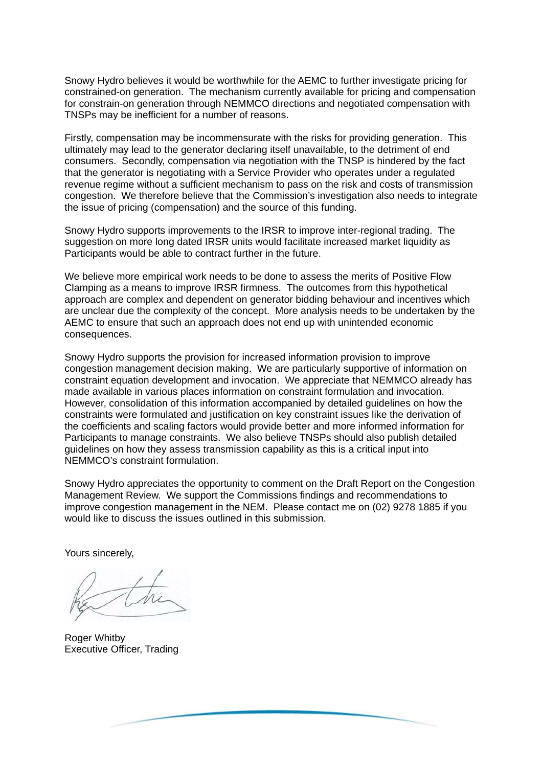Snowy Hydro believes it would be worthwhile for the AEMC to further investigate pricing for constrained-on generation. The mechanism currently available for pricing and compensation for constrain-on generation through NEMMCO directions and negotiated compensation with TNSPs may be inefficient for a number of reasons.

Firstly, compensation may be incommensurate with the risks for providing generation. This ultimately may lead to the generator declaring itself unavailable, to the detriment of end consumers. Secondly, compensation via negotiation with the TNSP is hindered by the fact that the generator is negotiating with a Service Provider who operates under a regulated revenue regime without a sufficient mechanism to pass on the risk and costs of transmission congestion. We therefore believe that the Commission's investigation also needs to integrate the issue of pricing (compensation) and the source of this funding.

Snowy Hydro supports improvements to the IRSR to improve inter-regional trading. The suggestion on more long dated IRSR units would facilitate increased market liquidity as Participants would be able to contract further in the future.

We believe more empirical work needs to be done to assess the merits of Positive Flow Clamping as a means to improve IRSR firmness. The outcomes from this hypothetical approach are complex and dependent on generator bidding behaviour and incentives which are unclear due the complexity of the concept. More analysis needs to be undertaken by the AEMC to ensure that such an approach does not end up with unintended economic consequences.

Snowy Hydro supports the provision for increased information provision to improve congestion management decision making. We are particularly supportive of information on constraint equation development and invocation. We appreciate that NEMMCO already has made available in various places information on constraint formulation and invocation. However, consolidation of this information accompanied by detailed guidelines on how the constraints were formulated and justification on key constraint issues like the derivation of the coefficients and scaling factors would provide better and more informed information for Participants to manage constraints. We also believe TNSPs should also publish detailed guidelines on how they assess transmission capability as this is a critical input into NEMMCO's constraint formulation.

Snowy Hydro appreciates the opportunity to comment on the Draft Report on the Congestion Management Review. We support the Commissions findings and recommendations to improve congestion management in the NEM. Please contact me on (02) 9278 1885 if you would like to discuss the issues outlined in this submission.

Yours sincerely,

Roger Whitby
Executive Officer, Trading